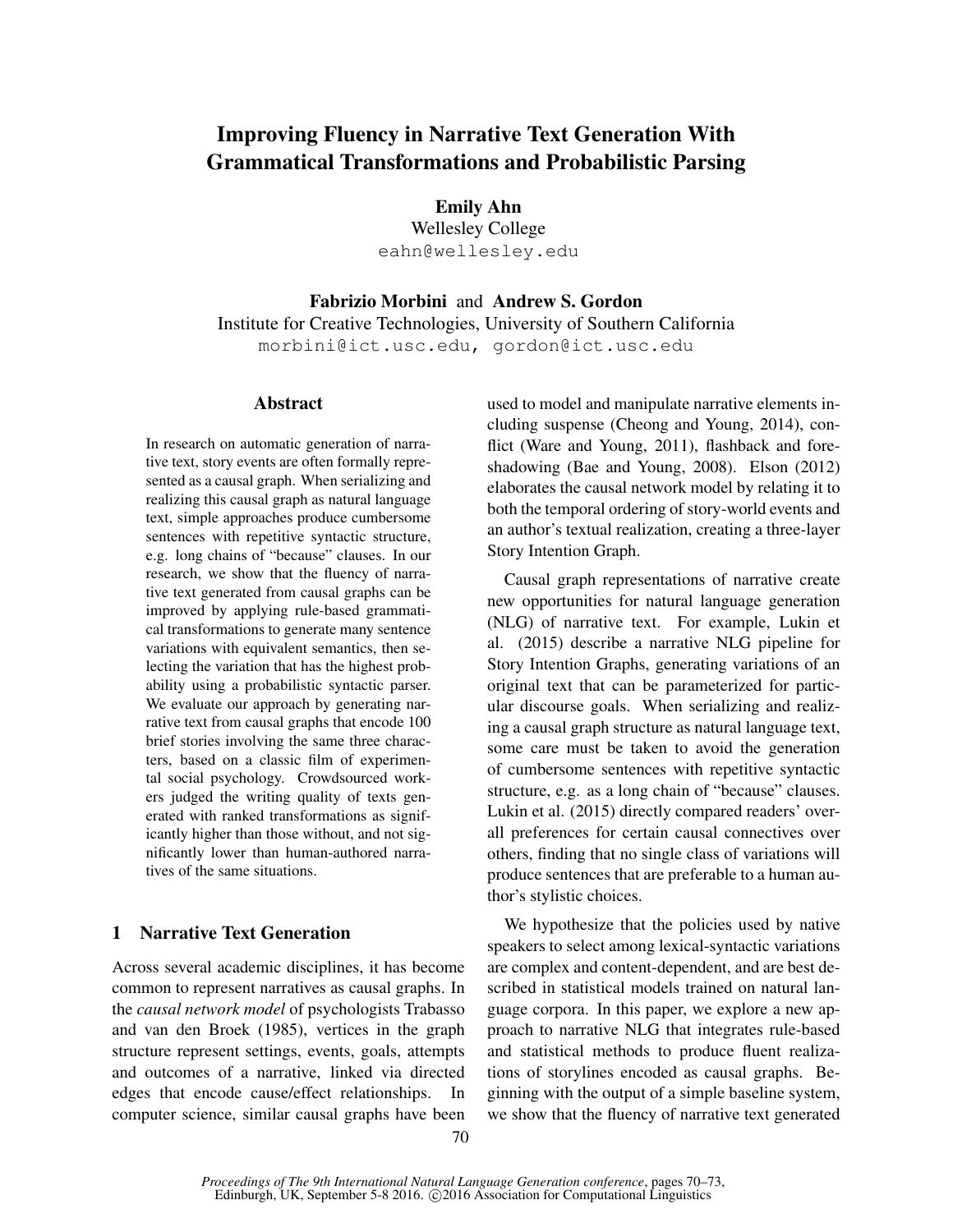# Improving Fluency in Narrative Text Generation With Grammatical Transformations and Probabilistic Parsing

**Emily Ahn**
Wellesley College
eahn@wellesley.edu

**Fabrizio Morbini** and **Andrew S. Gordon**
Institute for Creative Technologies, University of Southern California
morbini@ict.usc.edu, gordon@ict.usc.edu

## Abstract

In research on automatic generation of narrative text, story events are often formally represented as a causal graph. When serializing and realizing this causal graph as natural language text, simple approaches produce cumbersome sentences with repetitive syntactic structure, e.g. long chains of "because" clauses. In our research, we show that the fluency of narrative text generated from causal graphs can be improved by applying rule-based grammatical transformations to generate many sentence variations with equivalent semantics, then selecting the variation that has the highest probability using a probabilistic syntactic parser. We evaluate our approach by generating narrative text from causal graphs that encode 100 brief stories involving the same three characters, based on a classic film of experimental social psychology. Crowdsourced workers judged the writing quality of texts generated with ranked transformations as significantly higher than those without, and not significantly lower than human-authored narratives of the same situations.

## 1 Narrative Text Generation

Across several academic disciplines, it has become common to represent narratives as causal graphs. In the *causal network model* of psychologists Trabasso and van den Broek (1985), vertices in the graph structure represent settings, events, goals, attempts and outcomes of a narrative, linked via directed edges that encode cause/effect relationships. In computer science, similar causal graphs have been used to model and manipulate narrative elements including suspense (Cheong and Young, 2014), conflict (Ware and Young, 2011), flashback and foreshadowing (Bae and Young, 2008). Elson (2012) elaborates the causal network model by relating it to both the temporal ordering of story-world events and an author's textual realization, creating a three-layer Story Intention Graph.

Causal graph representations of narrative create new opportunities for natural language generation (NLG) of narrative text. For example, Lukin et al. (2015) describe a narrative NLG pipeline for Story Intention Graphs, generating variations of an original text that can be parameterized for particular discourse goals. When serializing and realizing a causal graph structure as natural language text, some care must be taken to avoid the generation of cumbersome sentences with repetitive syntactic structure, e.g. as a long chain of "because" clauses. Lukin et al. (2015) directly compared readers' overall preferences for certain causal connectives over others, finding that no single class of variations will produce sentences that are preferable to a human author's stylistic choices.

We hypothesize that the policies used by native speakers to select among lexical-syntactic variations are complex and content-dependent, and are best described in statistical models trained on natural language corpora. In this paper, we explore a new approach to narrative NLG that integrates rule-based and statistical methods to produce fluent realizations of storylines encoded as causal graphs. Beginning with the output of a simple baseline system, we show that the fluency of narrative text generated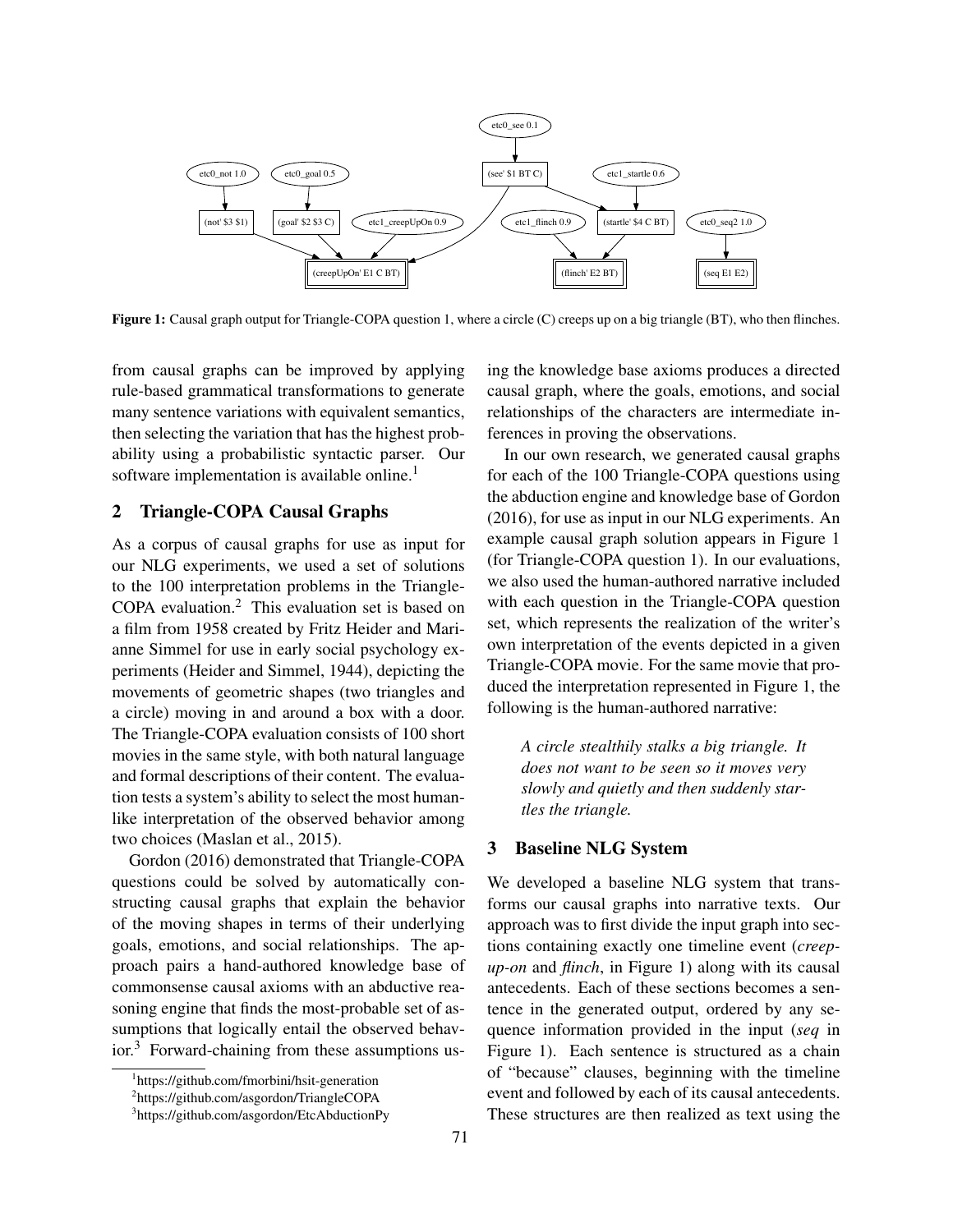**Figure 1:** Causal graph output for Triangle-COPA question 1, where a circle (C) creeps up on a big triangle (BT), who then flinches.

from causal graphs can be improved by applying rule-based grammatical transformations to generate many sentence variations with equivalent semantics, then selecting the variation that has the highest probability using a probabilistic syntactic parser. Our software implementation is available online.[1]

## 2 Triangle-COPA Causal Graphs

As a corpus of causal graphs for use as input for our NLG experiments, we used a set of solutions to the 100 interpretation problems in the Triangle-COPA evaluation.[2] This evaluation set is based on a film from 1958 created by Fritz Heider and Marianne Simmel for use in early social psychology experiments (Heider and Simmel, 1944), depicting the movements of geometric shapes (two triangles and a circle) moving in and around a box with a door. The Triangle-COPA evaluation consists of 100 short movies in the same style, with both natural language and formal descriptions of their content. The evaluation tests a system's ability to select the most human-like interpretation of the observed behavior among two choices (Maslan et al., 2015).

Gordon (2016) demonstrated that Triangle-COPA questions could be solved by automatically constructing causal graphs that explain the behavior of the moving shapes in terms of their underlying goals, emotions, and social relationships. The approach pairs a hand-authored knowledge base of commonsense causal axioms with an abductive reasoning engine that finds the most-probable set of assumptions that logically entail the observed behavior.[3] Forward-chaining from these assumptions using the knowledge base axioms produces a directed causal graph, where the goals, emotions, and social relationships of the characters are intermediate inferences in proving the observations.

In our own research, we generated causal graphs for each of the 100 Triangle-COPA questions using the abduction engine and knowledge base of Gordon (2016), for use as input in our NLG experiments. An example causal graph solution appears in Figure 1 (for Triangle-COPA question 1). In our evaluations, we also used the human-authored narrative included with each question in the Triangle-COPA question set, which represents the realization of the writer's own interpretation of the events depicted in a given Triangle-COPA movie. For the same movie that produced the interpretation represented in Figure 1, the following is the human-authored narrative:

> *A circle stealthily stalks a big triangle. It does not want to be seen so it moves very slowly and quietly and then suddenly startles the triangle.*

## 3 Baseline NLG System

We developed a baseline NLG system that transforms our causal graphs into narrative texts. Our approach was to first divide the input graph into sections containing exactly one timeline event (*creep-up-on* and *flinch*, in Figure 1) along with its causal antecedents. Each of these sections becomes a sentence in the generated output, ordered by any sequence information provided in the input (*seq* in Figure 1). Each sentence is structured as a chain of "because" clauses, beginning with the timeline event and followed by each of its causal antecedents. These structures are then realized as text using the

[1] https://github.com/fmorbini/hsit-generation

[2] https://github.com/asgordon/TriangleCOPA

[3] https://github.com/asgordon/EtcAbductionPy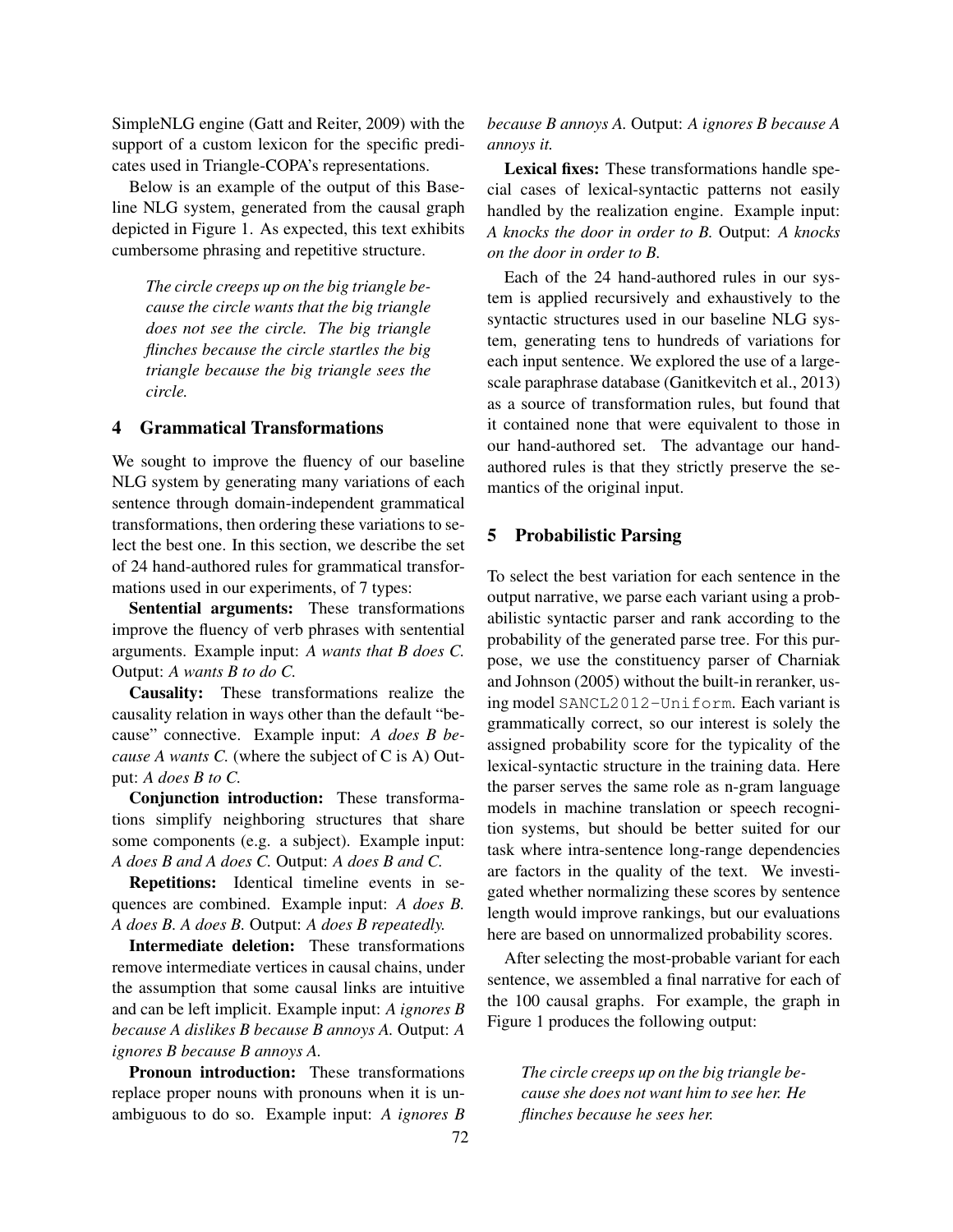SimpleNLG engine (Gatt and Reiter, 2009) with the support of a custom lexicon for the specific predicates used in Triangle-COPA's representations.

Below is an example of the output of this Baseline NLG system, generated from the causal graph depicted in Figure 1. As expected, this text exhibits cumbersome phrasing and repetitive structure.

> *The circle creeps up on the big triangle because the circle wants that the big triangle does not see the circle. The big triangle flinches because the circle startles the big triangle because the big triangle sees the circle.*

## 4 Grammatical Transformations

We sought to improve the fluency of our baseline NLG system by generating many variations of each sentence through domain-independent grammatical transformations, then ordering these variations to select the best one. In this section, we describe the set of 24 hand-authored rules for grammatical transformations used in our experiments, of 7 types:

**Sentential arguments:** These transformations improve the fluency of verb phrases with sentential arguments. Example input: *A wants that B does C.* Output: *A wants B to do C.*

**Causality:** These transformations realize the causality relation in ways other than the default "because" connective. Example input: *A does B because A wants C.* (where the subject of C is A) Output: *A does B to C.*

**Conjunction introduction:** These transformations simplify neighboring structures that share some components (e.g. a subject). Example input: *A does B and A does C.* Output: *A does B and C.*

**Repetitions:** Identical timeline events in sequences are combined. Example input: *A does B. A does B. A does B.* Output: *A does B repeatedly.*

**Intermediate deletion:** These transformations remove intermediate vertices in causal chains, under the assumption that some causal links are intuitive and can be left implicit. Example input: *A ignores B because A dislikes B because B annoys A.* Output: *A ignores B because B annoys A.*

**Pronoun introduction:** These transformations replace proper nouns with pronouns when it is unambiguous to do so. Example input: *A ignores B because B annoys A.* Output: *A ignores B because A annoys it.*

**Lexical fixes:** These transformations handle special cases of lexical-syntactic patterns not easily handled by the realization engine. Example input: *A knocks the door in order to B.* Output: *A knocks on the door in order to B.*

Each of the 24 hand-authored rules in our system is applied recursively and exhaustively to the syntactic structures used in our baseline NLG system, generating tens to hundreds of variations for each input sentence. We explored the use of a large-scale paraphrase database (Ganitkevitch et al., 2013) as a source of transformation rules, but found that it contained none that were equivalent to those in our hand-authored set. The advantage our hand-authored rules is that they strictly preserve the semantics of the original input.

## 5 Probabilistic Parsing

To select the best variation for each sentence in the output narrative, we parse each variant using a probabilistic syntactic parser and rank according to the probability of the generated parse tree. For this purpose, we use the constituency parser of Charniak and Johnson (2005) without the built-in reranker, using model `SANCL2012-Uniform`. Each variant is grammatically correct, so our interest is solely the assigned probability score for the typicality of the lexical-syntactic structure in the training data. Here the parser serves the same role as n-gram language models in machine translation or speech recognition systems, but should be better suited for our task where intra-sentence long-range dependencies are factors in the quality of the text. We investigated whether normalizing these scores by sentence length would improve rankings, but our evaluations here are based on unnormalized probability scores.

After selecting the most-probable variant for each sentence, we assembled a final narrative for each of the 100 causal graphs. For example, the graph in Figure 1 produces the following output:

> *The circle creeps up on the big triangle because she does not want him to see her. He flinches because he sees her.*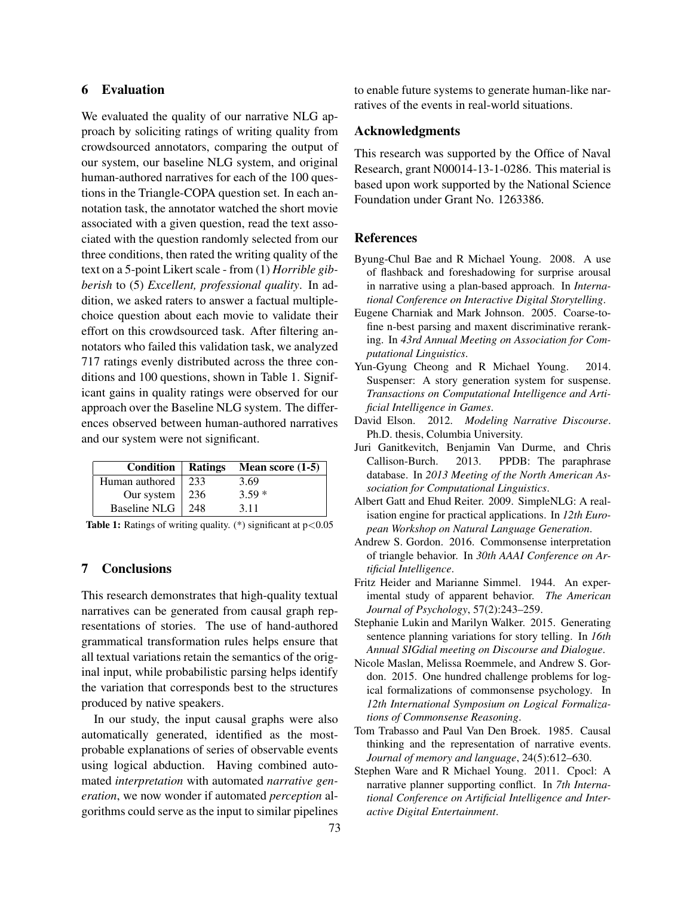## 6 Evaluation

We evaluated the quality of our narrative NLG approach by soliciting ratings of writing quality from crowdsourced annotators, comparing the output of our system, our baseline NLG system, and original human-authored narratives for each of the 100 questions in the Triangle-COPA question set. In each annotation task, the annotator watched the short movie associated with a given question, read the text associated with the question randomly selected from our three conditions, then rated the writing quality of the text on a 5-point Likert scale - from (1) *Horrible gibberish* to (5) *Excellent, professional quality*. In addition, we asked raters to answer a factual multiple-choice question about each movie to validate their effort on this crowdsourced task. After filtering annotators who failed this validation task, we analyzed 717 ratings evenly distributed across the three conditions and 100 questions, shown in Table 1. Significant gains in quality ratings were observed for our approach over the Baseline NLG system. The differences observed between human-authored narratives and our system were not significant.

| Condition | Ratings | Mean score (1-5) |
|---|---|---|
| Human authored | 233 | 3.69 |
| Our system | 236 | 3.59 * |
| Baseline NLG | 248 | 3.11 |

**Table 1:** Ratings of writing quality. (*) significant at $p<0.05$

## 7 Conclusions

This research demonstrates that high-quality textual narratives can be generated from causal graph representations of stories. The use of hand-authored grammatical transformation rules helps ensure that all textual variations retain the semantics of the original input, while probabilistic parsing helps identify the variation that corresponds best to the structures produced by native speakers.

In our study, the input causal graphs were also automatically generated, identified as the most-probable explanations of series of observable events using logical abduction. Having combined automated *interpretation* with automated *narrative generation*, we now wonder if automated *perception* algorithms could serve as the input to similar pipelines to enable future systems to generate human-like narratives of the events in real-world situations.

## Acknowledgments

This research was supported by the Office of Naval Research, grant N00014-13-1-0286. This material is based upon work supported by the National Science Foundation under Grant No. 1263386.

## References

Byung-Chul Bae and R Michael Young. 2008. A use of flashback and foreshadowing for surprise arousal in narrative using a plan-based approach. In *International Conference on Interactive Digital Storytelling*.

Eugene Charniak and Mark Johnson. 2005. Coarse-to-fine n-best parsing and maxent discriminative reranking. In *43rd Annual Meeting on Association for Computational Linguistics*.

Yun-Gyung Cheong and R Michael Young. 2014. Suspenser: A story generation system for suspense. *Transactions on Computational Intelligence and Artificial Intelligence in Games*.

David Elson. 2012. *Modeling Narrative Discourse*. Ph.D. thesis, Columbia University.

Juri Ganitkevitch, Benjamin Van Durme, and Chris Callison-Burch. 2013. PPDB: The paraphrase database. In *2013 Meeting of the North American Association for Computational Linguistics*.

Albert Gatt and Ehud Reiter. 2009. SimpleNLG: A realisation engine for practical applications. In *12th European Workshop on Natural Language Generation*.

Andrew S. Gordon. 2016. Commonsense interpretation of triangle behavior. In *30th AAAI Conference on Artificial Intelligence*.

Fritz Heider and Marianne Simmel. 1944. An experimental study of apparent behavior. *The American Journal of Psychology*, 57(2):243–259.

Stephanie Lukin and Marilyn Walker. 2015. Generating sentence planning variations for story telling. In *16th Annual SIGdial meeting on Discourse and Dialogue*.

Nicole Maslan, Melissa Roemmele, and Andrew S. Gordon. 2015. One hundred challenge problems for logical formalizations of commonsense psychology. In *12th International Symposium on Logical Formalizations of Commonsense Reasoning*.

Tom Trabasso and Paul Van Den Broek. 1985. Causal thinking and the representation of narrative events. *Journal of memory and language*, 24(5):612–630.

Stephen Ware and R Michael Young. 2011. Cpocl: A narrative planner supporting conflict. In *7th International Conference on Artificial Intelligence and Interactive Digital Entertainment*.